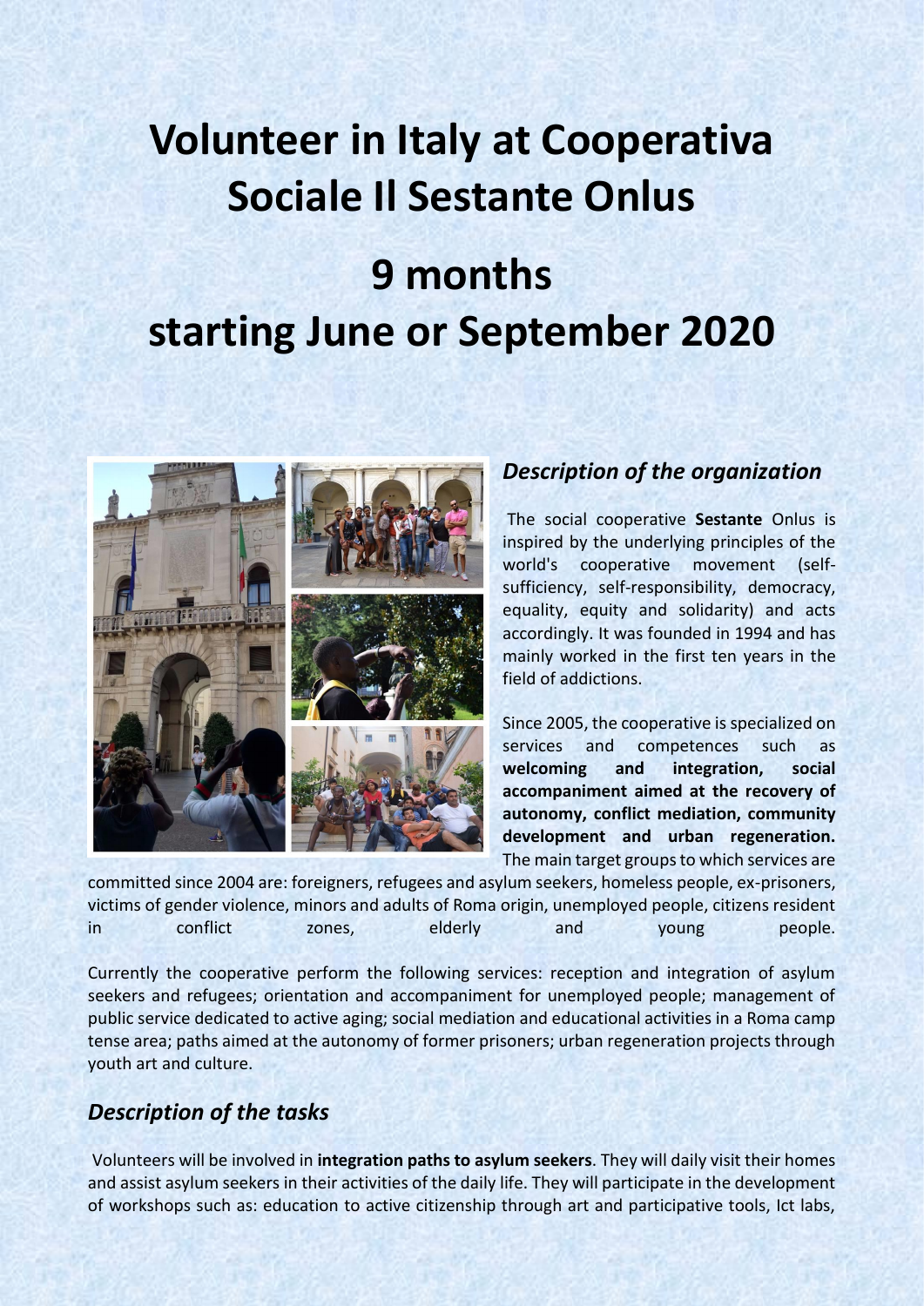# Volunteer in Italy at Cooperativa Sociale Il Sestante Onlus

# 9 months starting June or September 2020

## *Description of the organization*

The social cooperative **Sestante** Onlus is inspired by the underlying principles of the world's cooperative movement (self-sufficiency, self-responsibility, democracy, equality, equity and solidarity) and acts accordingly. It was founded in 1994 and has mainly worked in the first ten years in the field of addictions.

Since 2005, the cooperative is specialized on services and competences such as **welcoming and integration, social accompaniment aimed at the recovery of autonomy, conflict mediation, community development and urban regeneration.** The main target groups to which services are committed since 2004 are: foreigners, refugees and asylum seekers, homeless people, ex-prisoners, victims of gender violence, minors and adults of Roma origin, unemployed people, citizens resident in conflict zones, elderly and young people.

Currently the cooperative perform the following services: reception and integration of asylum seekers and refugees; orientation and accompaniment for unemployed people; management of public service dedicated to active aging; social mediation and educational activities in a Roma camp tense area; paths aimed at the autonomy of former prisoners; urban regeneration projects through youth art and culture.

## *Description of the tasks*

Volunteers will be involved in **integration paths to asylum seekers**. They will daily visit their homes and assist asylum seekers in their activities of the daily life. They will participate in the development of workshops such as: education to active citizenship through art and participative tools, Ict labs,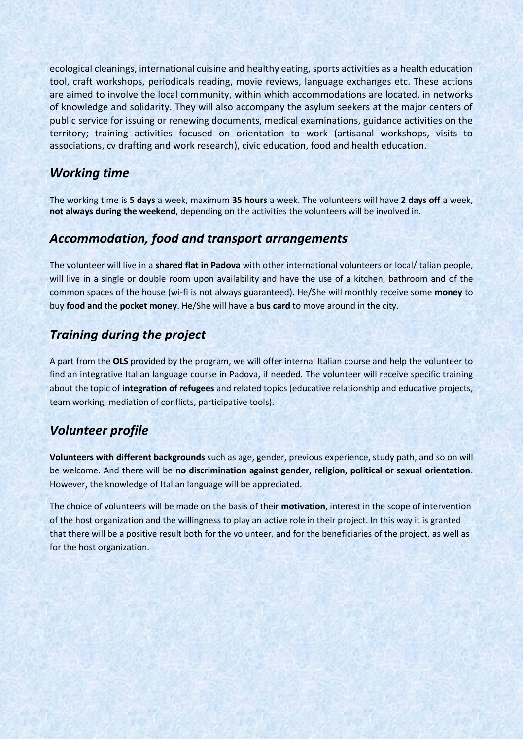ecological cleanings, international cuisine and healthy eating, sports activities as a health education tool, craft workshops, periodicals reading, movie reviews, language exchanges etc. These actions are aimed to involve the local community, within which accommodations are located, in networks of knowledge and solidarity. They will also accompany the asylum seekers at the major centers of public service for issuing or renewing documents, medical examinations, guidance activities on the territory; training activities focused on orientation to work (artisanal workshops, visits to associations, cv drafting and work research), civic education, food and health education.

## *Working time*

The working time is **5 days** a week, maximum **35 hours** a week. The volunteers will have **2 days off** a week, **not always during the weekend**, depending on the activities the volunteers will be involved in.

## *Accommodation, food and transport arrangements*

The volunteer will live in a **shared flat in Padova** with other international volunteers or local/Italian people, will live in a single or double room upon availability and have the use of a kitchen, bathroom and of the common spaces of the house (wi-fi is not always guaranteed). He/She will monthly receive some **money** to buy **food and** the **pocket money**. He/She will have a **bus card** to move around in the city.

## *Training during the project*

A part from the **OLS** provided by the program, we will offer internal Italian course and help the volunteer to find an integrative Italian language course in Padova, if needed. The volunteer will receive specific training about the topic of **integration of refugees** and related topics (educative relationship and educative projects, team working, mediation of conflicts, participative tools).

## *Volunteer profile*

**Volunteers with different backgrounds** such as age, gender, previous experience, study path, and so on will be welcome. And there will be **no discrimination against gender, religion, political or sexual orientation**. However, the knowledge of Italian language will be appreciated.

The choice of volunteers will be made on the basis of their **motivation**, interest in the scope of intervention of the host organization and the willingness to play an active role in their project. In this way it is granted that there will be a positive result both for the volunteer, and for the beneficiaries of the project, as well as for the host organization.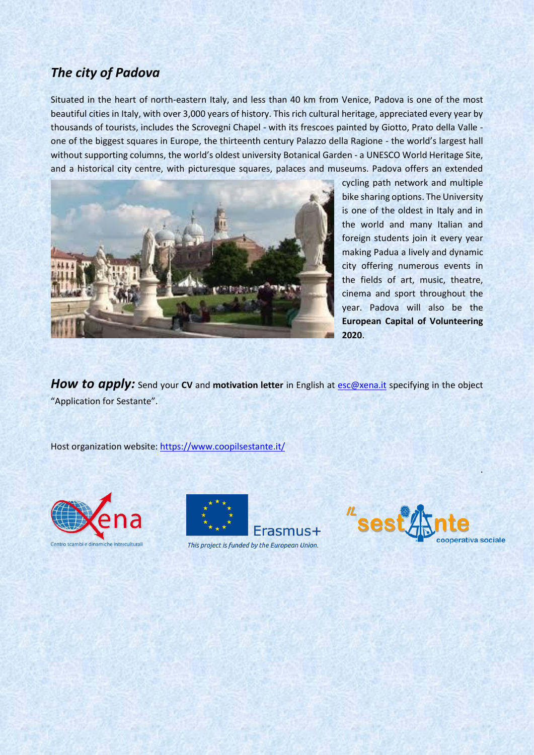## *The city of Padova*

Situated in the heart of north-eastern Italy, and less than 40 km from Venice, Padova is one of the most beautiful cities in Italy, with over 3,000 years of history. This rich cultural heritage, appreciated every year by thousands of tourists, includes the Scrovegni Chapel - with its frescoes painted by Giotto, Prato della Valle - one of the biggest squares in Europe, the thirteenth century Palazzo della Ragione - the world's largest hall without supporting columns, the world's oldest university Botanical Garden - a UNESCO World Heritage Site, and a historical city centre, with picturesque squares, palaces and museums. Padova offers an extended cycling path network and multiple bike sharing options. The University is one of the oldest in Italy and in the world and many Italian and foreign students join it every year making Padua a lively and dynamic city offering numerous events in the fields of art, music, theatre, cinema and sport throughout the year. Padova will also be the **European Capital of Volunteering 2020**.

***How to apply:*** Send your **CV** and **motivation letter** in English at esc@xena.it specifying in the object "Application for Sestante".

Host organization website: https://www.coopilsestante.it/

Xena – Centro scambi e dinamiche interculturali

Erasmus+

*This project is funded by the European Union.*

Il sestante – cooperativa sociale